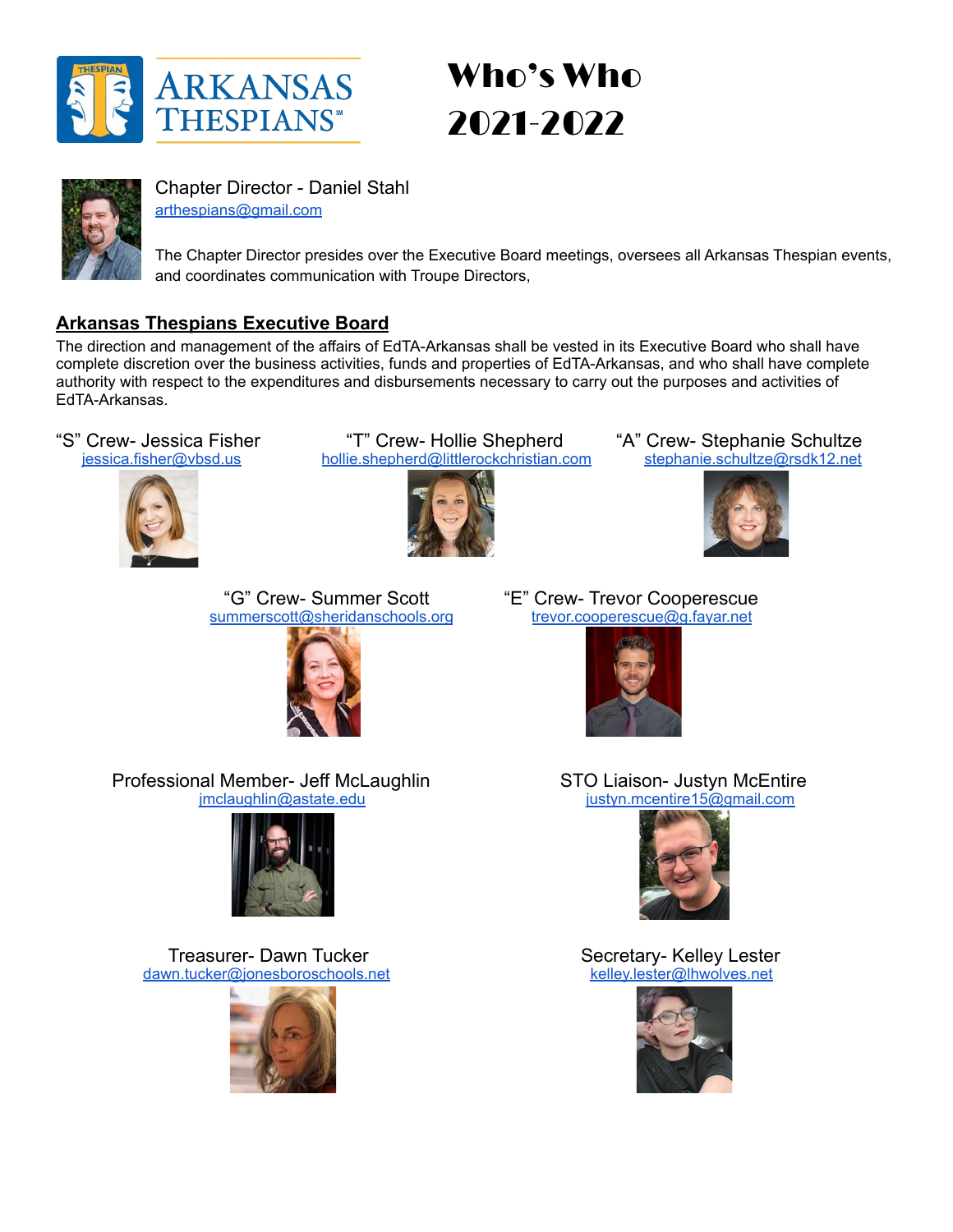ARKANSAS THESPIANS

# Who's Who 2021-2022

Chapter Director - Daniel Stahl
arthespians@gmail.com

The Chapter Director presides over the Executive Board meetings, oversees all Arkansas Thespian events, and coordinates communication with Troupe Directors,

## Arkansas Thespians Executive Board

The direction and management of the affairs of EdTA-Arkansas shall be vested in its Executive Board who shall have complete discretion over the business activities, funds and properties of EdTA-Arkansas, and who shall have complete authority with respect to the expenditures and disbursements necessary to carry out the purposes and activities of EdTA-Arkansas.

"S" Crew- Jessica Fisher
jessica.fisher@vbsd.us

"T" Crew- Hollie Shepherd
hollie.shepherd@littlerockchristian.com

"A" Crew- Stephanie Schultze
stephanie.schultze@rsdk12.net

"G" Crew- Summer Scott
summerscott@sheridanschools.org

"E" Crew- Trevor Cooperescue
trevor.cooperescue@g.fayar.net

Professional Member- Jeff McLaughlin
jmclaughlin@astate.edu

STO Liaison- Justyn McEntire
justyn.mcentire15@gmail.com

Treasurer- Dawn Tucker
dawn.tucker@jonesboroschools.net

Secretary- Kelley Lester
kelley.lester@lhwolves.net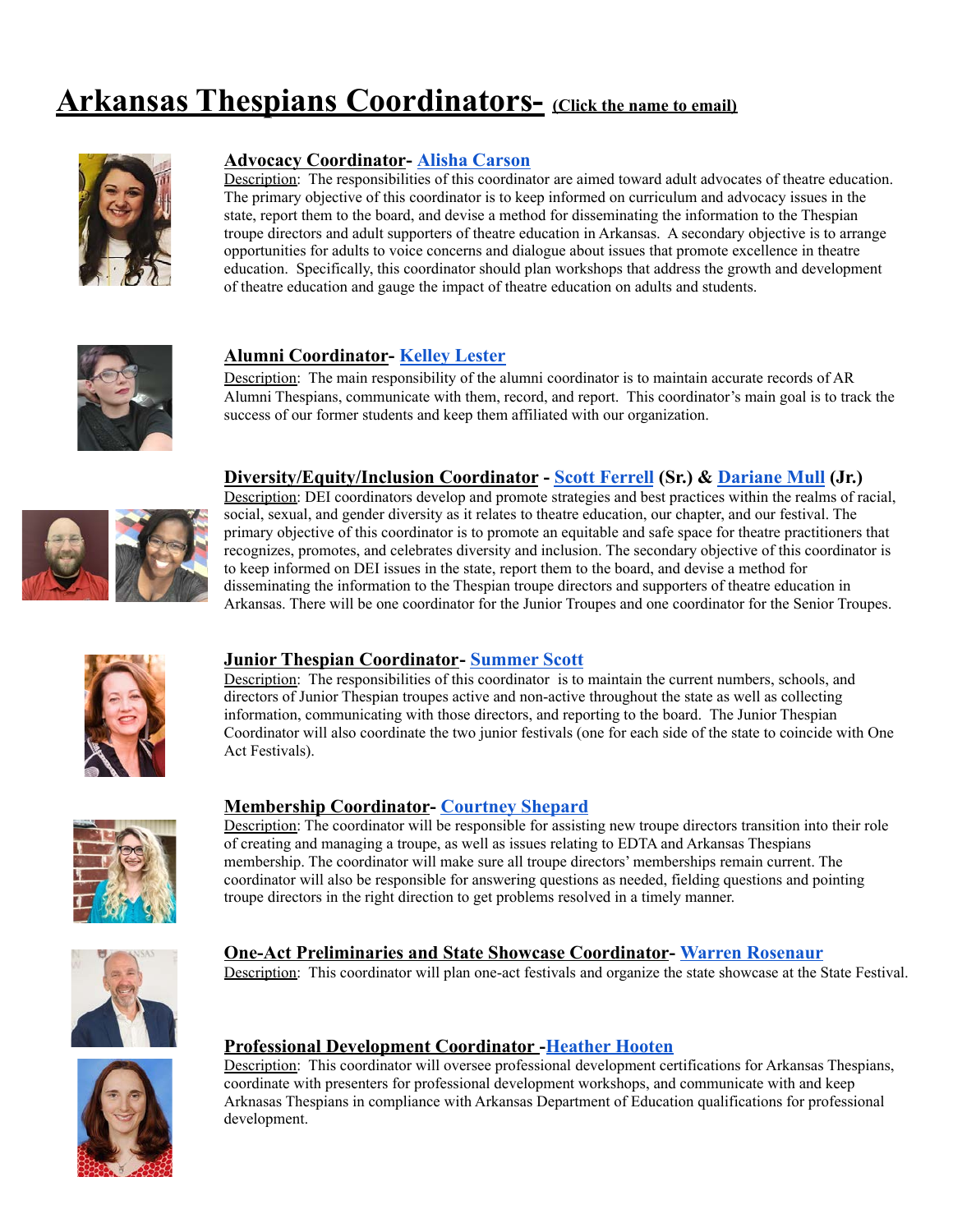# Arkansas Thespians Coordinators- (Click the name to email)

**Advocacy Coordinator- Alisha Carson**

Description: The responsibilities of this coordinator are aimed toward adult advocates of theatre education. The primary objective of this coordinator is to keep informed on curriculum and advocacy issues in the state, report them to the board, and devise a method for disseminating the information to the Thespian troupe directors and adult supporters of theatre education in Arkansas. A secondary objective is to arrange opportunities for adults to voice concerns and dialogue about issues that promote excellence in theatre education. Specifically, this coordinator should plan workshops that address the growth and development of theatre education and gauge the impact of theatre education on adults and students.

**Alumni Coordinator- Kelley Lester**

Description: The main responsibility of the alumni coordinator is to maintain accurate records of AR Alumni Thespians, communicate with them, record, and report. This coordinator's main goal is to track the success of our former students and keep them affiliated with our organization.

**Diversity/Equity/Inclusion Coordinator - Scott Ferrell (Sr.) & Dariane Mull (Jr.)**

Description: DEI coordinators develop and promote strategies and best practices within the realms of racial, social, sexual, and gender diversity as it relates to theatre education, our chapter, and our festival. The primary objective of this coordinator is to promote an equitable and safe space for theatre practitioners that recognizes, promotes, and celebrates diversity and inclusion. The secondary objective of this coordinator is to keep informed on DEI issues in the state, report them to the board, and devise a method for disseminating the information to the Thespian troupe directors and supporters of theatre education in Arkansas. There will be one coordinator for the Junior Troupes and one coordinator for the Senior Troupes.

**Junior Thespian Coordinator- Summer Scott**

Description: The responsibilities of this coordinator is to maintain the current numbers, schools, and directors of Junior Thespian troupes active and non-active throughout the state as well as collecting information, communicating with those directors, and reporting to the board. The Junior Thespian Coordinator will also coordinate the two junior festivals (one for each side of the state to coincide with One Act Festivals).

**Membership Coordinator- Courtney Shepard**

Description: The coordinator will be responsible for assisting new troupe directors transition into their role of creating and managing a troupe, as well as issues relating to EDTA and Arkansas Thespians membership. The coordinator will make sure all troupe directors' memberships remain current. The coordinator will also be responsible for answering questions as needed, fielding questions and pointing troupe directors in the right direction to get problems resolved in a timely manner.

**One-Act Preliminaries and State Showcase Coordinator- Warren Rosenaur**

Description: This coordinator will plan one-act festivals and organize the state showcase at the State Festival.

**Professional Development Coordinator -Heather Hooten**

Description: This coordinator will oversee professional development certifications for Arkansas Thespians, coordinate with presenters for professional development workshops, and communicate with and keep Arknasas Thespians in compliance with Arkansas Department of Education qualifications for professional development.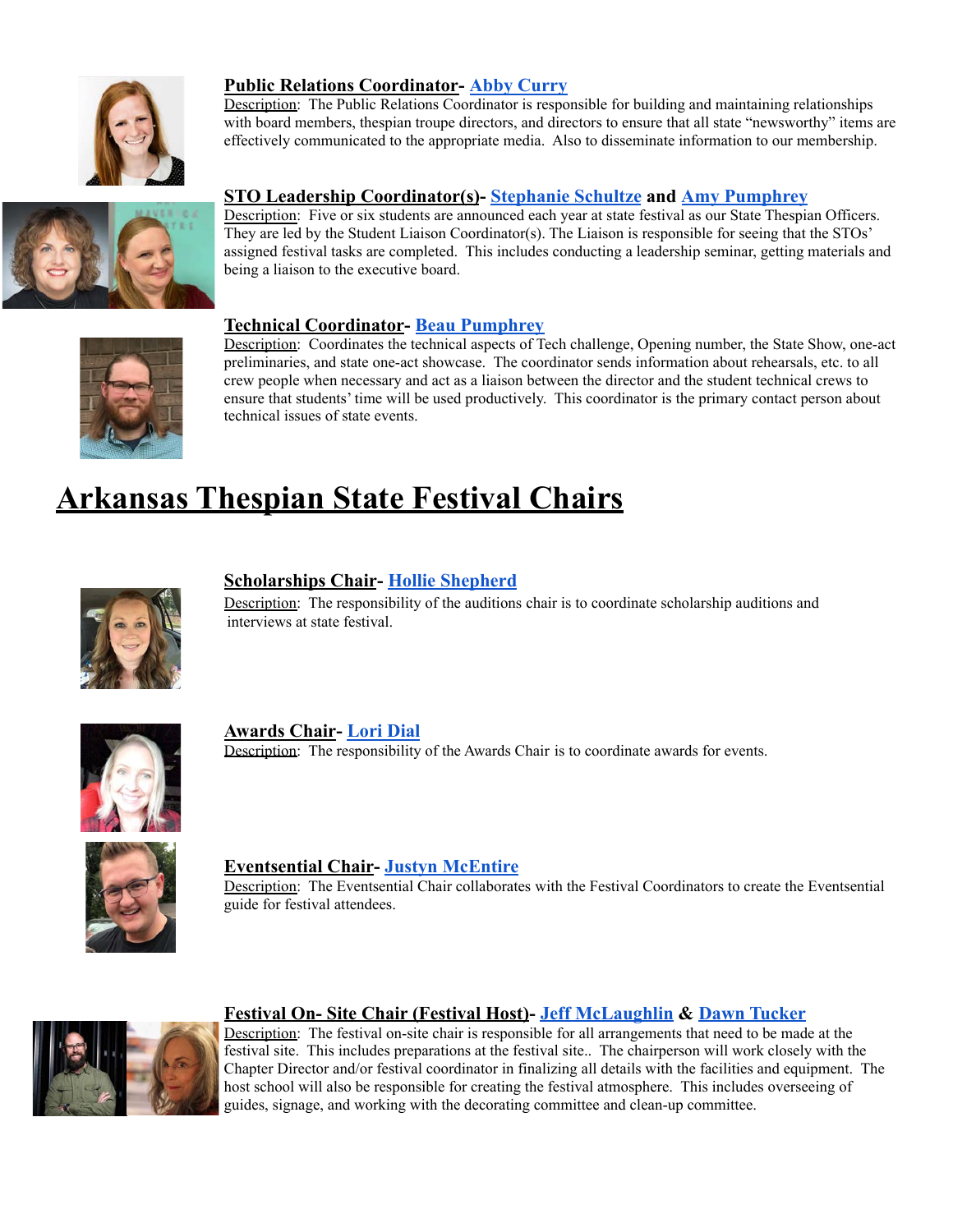**Public Relations Coordinator- Abby Curry**
Description: The Public Relations Coordinator is responsible for building and maintaining relationships with board members, thespian troupe directors, and directors to ensure that all state "newsworthy" items are effectively communicated to the appropriate media. Also to disseminate information to our membership.

**STO Leadership Coordinator(s)- Stephanie Schultze and Amy Pumphrey**
Description: Five or six students are announced each year at state festival as our State Thespian Officers. They are led by the Student Liaison Coordinator(s). The Liaison is responsible for seeing that the STOs' assigned festival tasks are completed. This includes conducting a leadership seminar, getting materials and being a liaison to the executive board.

**Technical Coordinator- Beau Pumphrey**
Description: Coordinates the technical aspects of Tech challenge, Opening number, the State Show, one-act preliminaries, and state one-act showcase. The coordinator sends information about rehearsals, etc. to all crew people when necessary and act as a liaison between the director and the student technical crews to ensure that students' time will be used productively. This coordinator is the primary contact person about technical issues of state events.

# Arkansas Thespian State Festival Chairs

**Scholarships Chair- Hollie Shepherd**
Description: The responsibility of the auditions chair is to coordinate scholarship auditions and interviews at state festival.

**Awards Chair- Lori Dial**
Description: The responsibility of the Awards Chair is to coordinate awards for events.

**Eventsential Chair- Justyn McEntire**
Description: The Eventsential Chair collaborates with the Festival Coordinators to create the Eventsential guide for festival attendees.

**Festival On- Site Chair (Festival Host)- Jeff McLaughlin & Dawn Tucker**
Description: The festival on-site chair is responsible for all arrangements that need to be made at the festival site. This includes preparations at the festival site.. The chairperson will work closely with the Chapter Director and/or festival coordinator in finalizing all details with the facilities and equipment. The host school will also be responsible for creating the festival atmosphere. This includes overseeing of guides, signage, and working with the decorating committee and clean-up committee.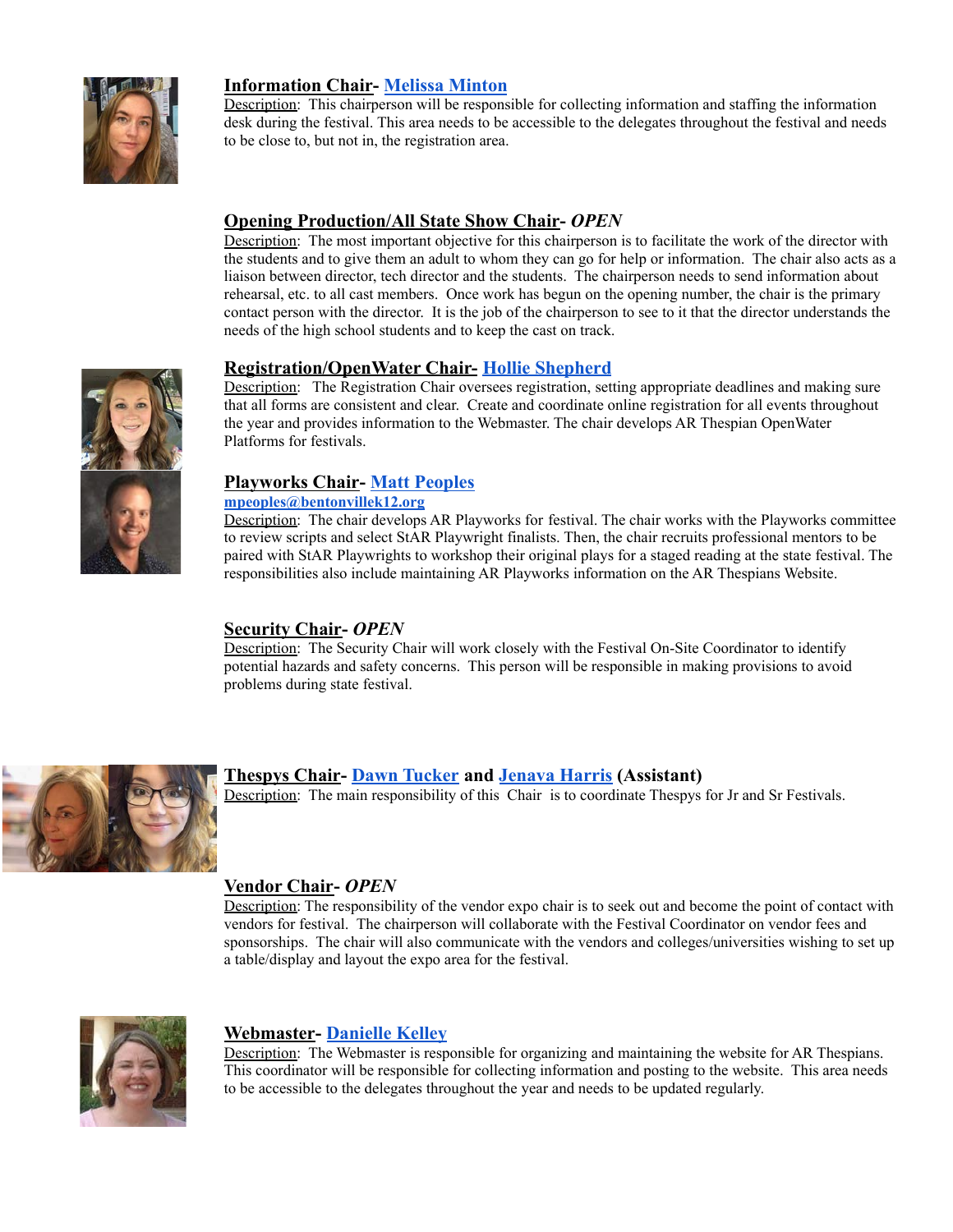**Information Chair- Melissa Minton**

Description: This chairperson will be responsible for collecting information and staffing the information desk during the festival. This area needs to be accessible to the delegates throughout the festival and needs to be close to, but not in, the registration area.

**Opening Production/All State Show Chair- *OPEN***

Description: The most important objective for this chairperson is to facilitate the work of the director with the students and to give them an adult to whom they can go for help or information. The chair also acts as a liaison between director, tech director and the students. The chairperson needs to send information about rehearsal, etc. to all cast members. Once work has begun on the opening number, the chair is the primary contact person with the director. It is the job of the chairperson to see to it that the director understands the needs of the high school students and to keep the cast on track.

**Registration/OpenWater Chair- Hollie Shepherd**

Description: The Registration Chair oversees registration, setting appropriate deadlines and making sure that all forms are consistent and clear. Create and coordinate online registration for all events throughout the year and provides information to the Webmaster. The chair develops AR Thespian OpenWater Platforms for festivals.

**Playworks Chair- Matt Peoples**

**mpeoples@bentonvillek12.org**

Description: The chair develops AR Playworks for festival. The chair works with the Playworks committee to review scripts and select StAR Playwright finalists. Then, the chair recruits professional mentors to be paired with StAR Playwrights to workshop their original plays for a staged reading at the state festival. The responsibilities also include maintaining AR Playworks information on the AR Thespians Website.

**Security Chair- *OPEN***

Description: The Security Chair will work closely with the Festival On-Site Coordinator to identify potential hazards and safety concerns. This person will be responsible in making provisions to avoid problems during state festival.

**Thespys Chair- Dawn Tucker and Jenava Harris (Assistant)**

Description: The main responsibility of this Chair is to coordinate Thespys for Jr and Sr Festivals.

**Vendor Chair- *OPEN***

Description: The responsibility of the vendor expo chair is to seek out and become the point of contact with vendors for festival. The chairperson will collaborate with the Festival Coordinator on vendor fees and sponsorships. The chair will also communicate with the vendors and colleges/universities wishing to set up a table/display and layout the expo area for the festival.

**Webmaster- Danielle Kelley**

Description: The Webmaster is responsible for organizing and maintaining the website for AR Thespians. This coordinator will be responsible for collecting information and posting to the website. This area needs to be accessible to the delegates throughout the year and needs to be updated regularly.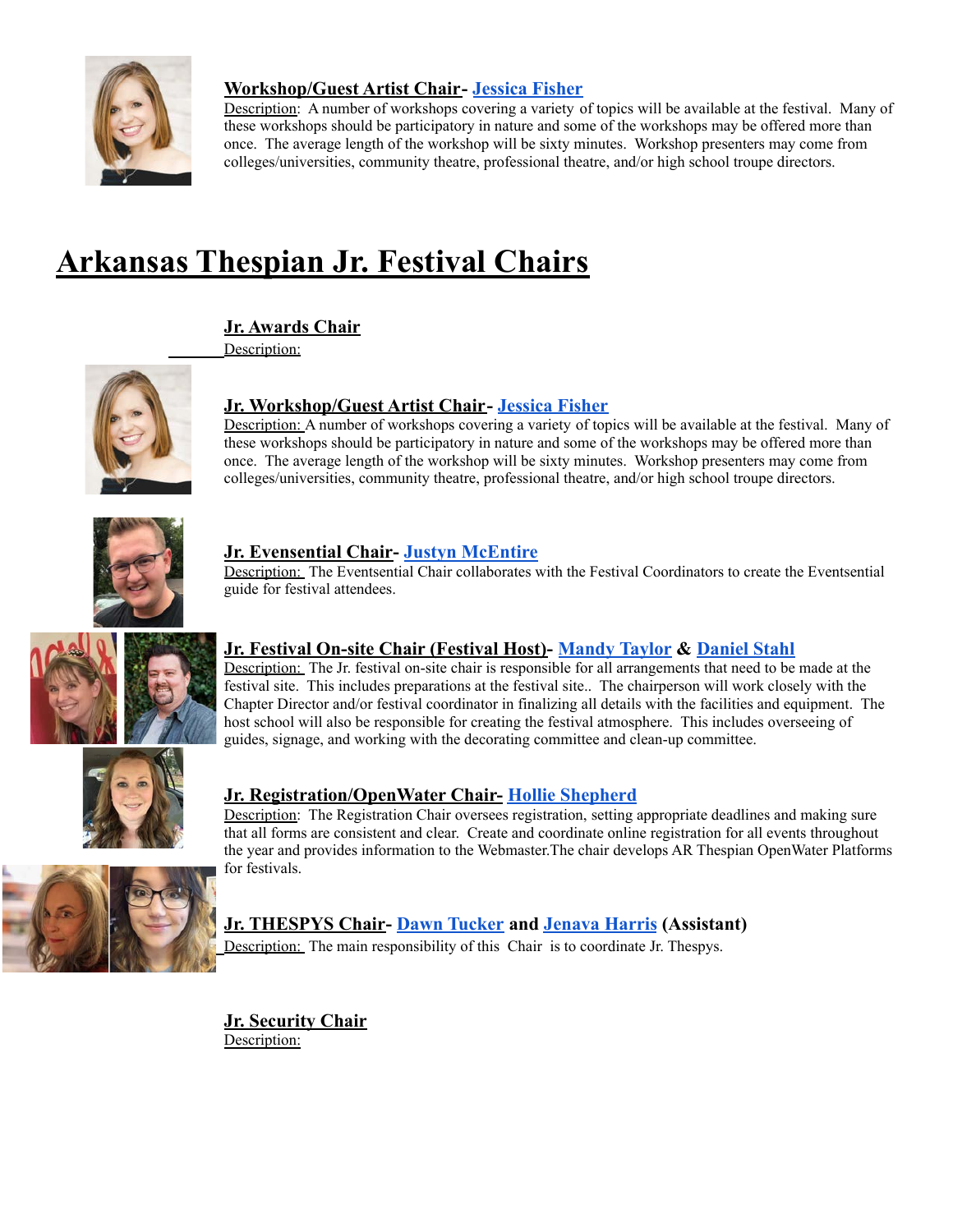**Workshop/Guest Artist Chair- Jessica Fisher**

Description: A number of workshops covering a variety of topics will be available at the festival. Many of these workshops should be participatory in nature and some of the workshops may be offered more than once. The average length of the workshop will be sixty minutes. Workshop presenters may come from colleges/universities, community theatre, professional theatre, and/or high school troupe directors.

# Arkansas Thespian Jr. Festival Chairs

**Jr. Awards Chair**

Description:

**Jr. Workshop/Guest Artist Chair- Jessica Fisher**

Description: A number of workshops covering a variety of topics will be available at the festival. Many of these workshops should be participatory in nature and some of the workshops may be offered more than once. The average length of the workshop will be sixty minutes. Workshop presenters may come from colleges/universities, community theatre, professional theatre, and/or high school troupe directors.

**Jr. Evensential Chair- Justyn McEntire**

Description: The Eventsential Chair collaborates with the Festival Coordinators to create the Eventsential guide for festival attendees.

**Jr. Festival On-site Chair (Festival Host)- Mandy Taylor & Daniel Stahl**

Description: The Jr. festival on-site chair is responsible for all arrangements that need to be made at the festival site. This includes preparations at the festival site.. The chairperson will work closely with the Chapter Director and/or festival coordinator in finalizing all details with the facilities and equipment. The host school will also be responsible for creating the festival atmosphere. This includes overseeing of guides, signage, and working with the decorating committee and clean-up committee.

**Jr. Registration/OpenWater Chair- Hollie Shepherd**

Description: The Registration Chair oversees registration, setting appropriate deadlines and making sure that all forms are consistent and clear. Create and coordinate online registration for all events throughout the year and provides information to the Webmaster.The chair develops AR Thespian OpenWater Platforms for festivals.

**Jr. THESPYS Chair- Dawn Tucker and Jenava Harris (Assistant)**

Description: The main responsibility of this Chair is to coordinate Jr. Thespys.

**Jr. Security Chair**

Description: